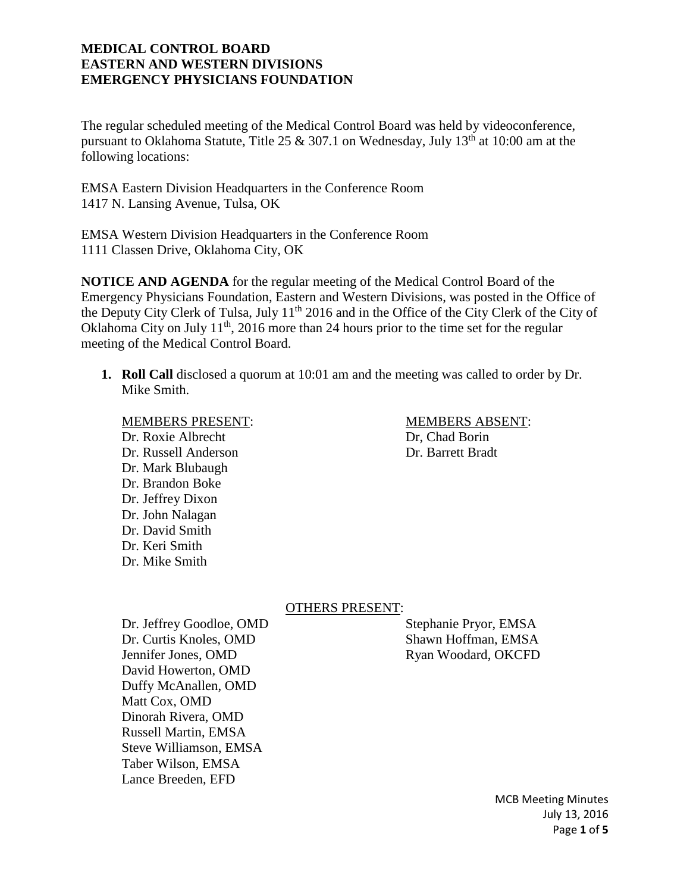**MEDICAL CONTROL BOARD**
**EASTERN AND WESTERN DIVISIONS**
**EMERGENCY PHYSICIANS FOUNDATION**

The regular scheduled meeting of the Medical Control Board was held by videoconference, pursuant to Oklahoma Statute, Title 25 & 307.1 on Wednesday, July 13th at 10:00 am at the following locations:

EMSA Eastern Division Headquarters in the Conference Room
1417 N. Lansing Avenue, Tulsa, OK

EMSA Western Division Headquarters in the Conference Room
1111 Classen Drive, Oklahoma City, OK

**NOTICE AND AGENDA** for the regular meeting of the Medical Control Board of the Emergency Physicians Foundation, Eastern and Western Divisions, was posted in the Office of the Deputy City Clerk of Tulsa, July 11th 2016 and in the Office of the City Clerk of the City of Oklahoma City on July 11th, 2016 more than 24 hours prior to the time set for the regular meeting of the Medical Control Board.

1. **Roll Call** disclosed a quorum at 10:01 am and the meeting was called to order by Dr. Mike Smith.

MEMBERS PRESENT:
Dr. Roxie Albrecht
Dr. Russell Anderson
Dr. Mark Blubaugh
Dr. Brandon Boke
Dr. Jeffrey Dixon
Dr. John Nalagan
Dr. David Smith
Dr. Keri Smith
Dr. Mike Smith

MEMBERS ABSENT:
Dr, Chad Borin
Dr. Barrett Bradt

OTHERS PRESENT:
Dr. Jeffrey Goodloe, OMD
Dr. Curtis Knoles, OMD
Jennifer Jones, OMD
David Howerton, OMD
Duffy McAnallen, OMD
Matt Cox, OMD
Dinorah Rivera, OMD
Russell Martin, EMSA
Steve Williamson, EMSA
Taber Wilson, EMSA
Lance Breeden, EFD
Stephanie Pryor, EMSA
Shawn Hoffman, EMSA
Ryan Woodard, OKCFD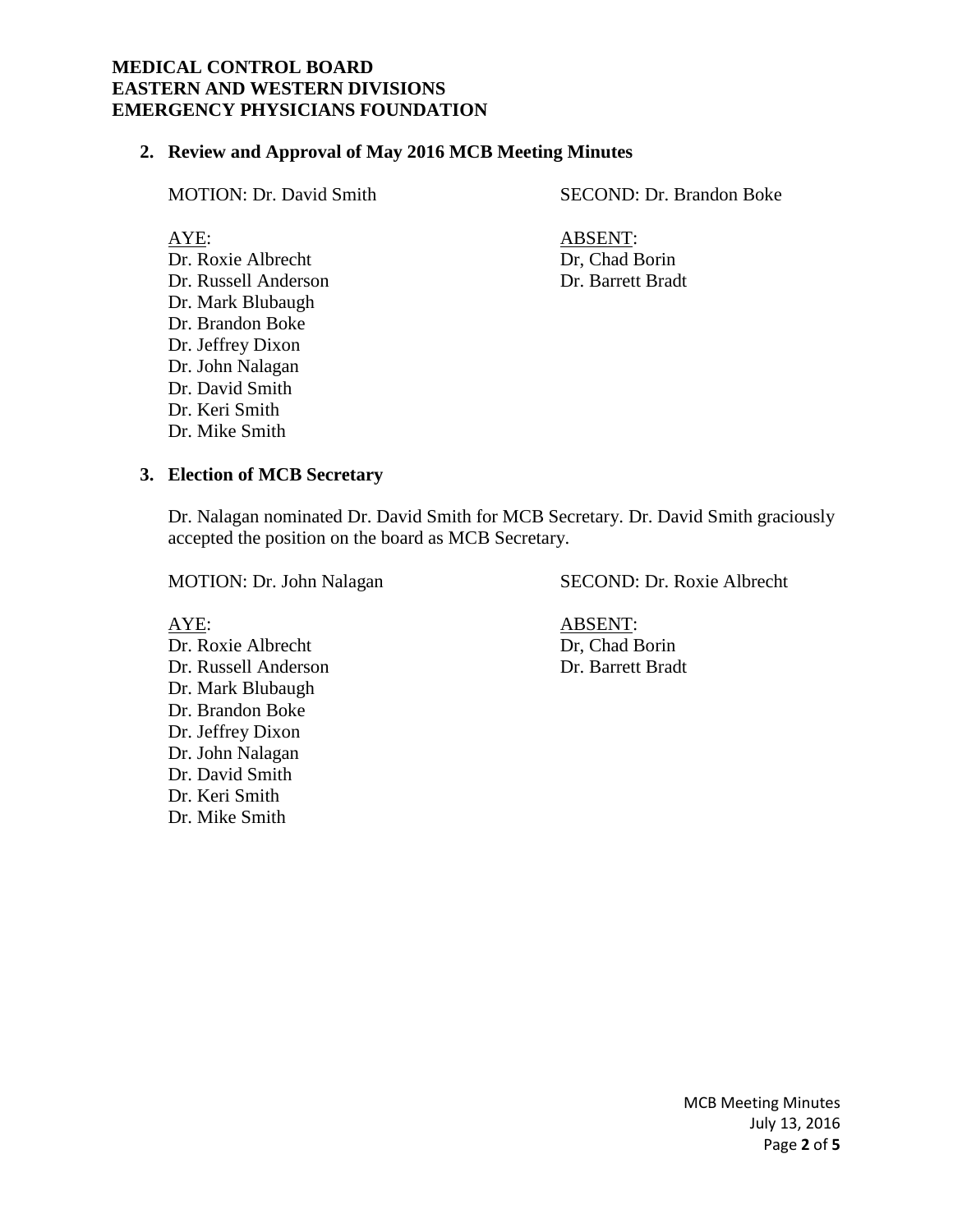**MEDICAL CONTROL BOARD**
**EASTERN AND WESTERN DIVISIONS**
**EMERGENCY PHYSICIANS FOUNDATION**

2. **Review and Approval of May 2016 MCB Meeting Minutes**

MOTION: Dr. David Smith

SECOND: Dr. Brandon Boke

AYE:
Dr. Roxie Albrecht
Dr. Russell Anderson
Dr. Mark Blubaugh
Dr. Brandon Boke
Dr. Jeffrey Dixon
Dr. John Nalagan
Dr. David Smith
Dr. Keri Smith
Dr. Mike Smith

ABSENT:
Dr, Chad Borin
Dr. Barrett Bradt

3. **Election of MCB Secretary**

Dr. Nalagan nominated Dr. David Smith for MCB Secretary. Dr. David Smith graciously accepted the position on the board as MCB Secretary.

MOTION: Dr. John Nalagan

SECOND: Dr. Roxie Albrecht

AYE:
Dr. Roxie Albrecht
Dr. Russell Anderson
Dr. Mark Blubaugh
Dr. Brandon Boke
Dr. Jeffrey Dixon
Dr. John Nalagan
Dr. David Smith
Dr. Keri Smith
Dr. Mike Smith

ABSENT:
Dr, Chad Borin
Dr. Barrett Bradt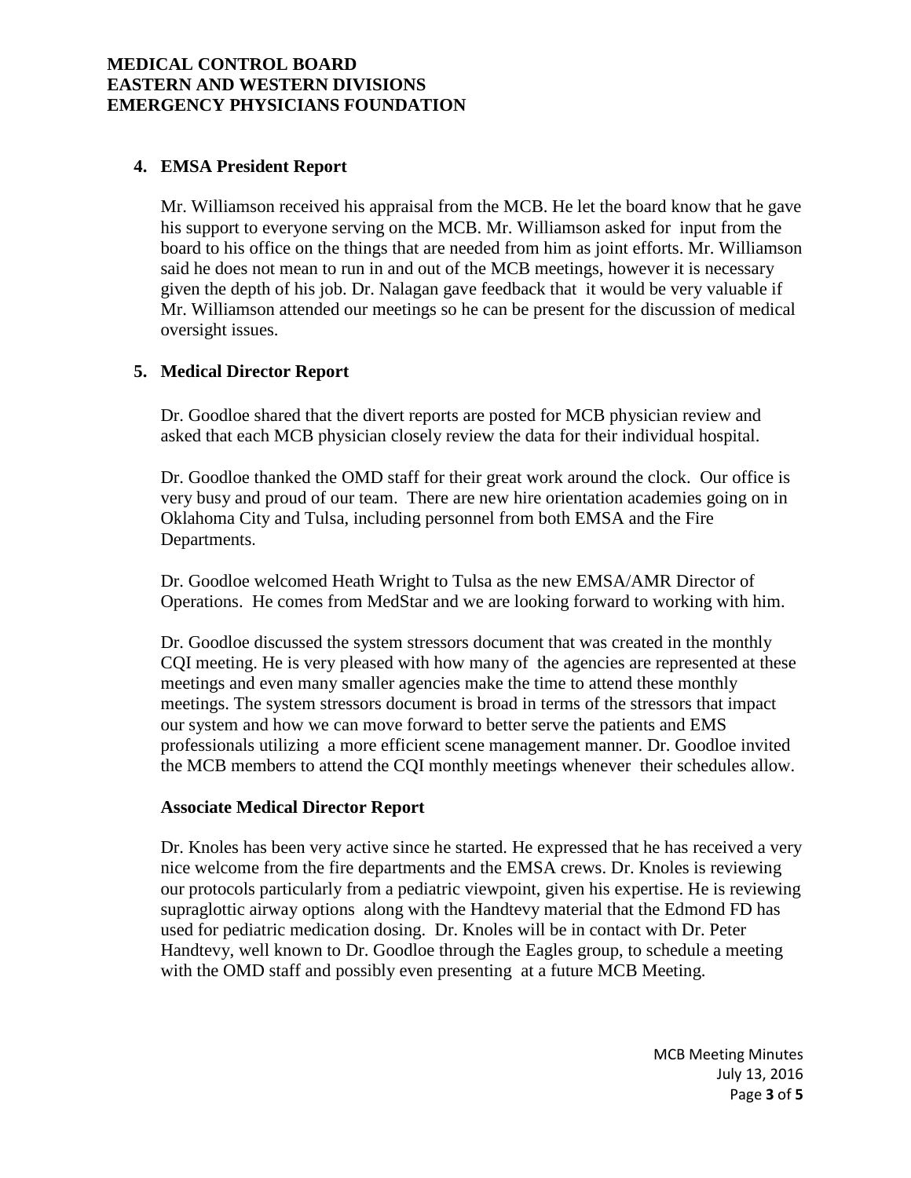## 4. EMSA President Report

Mr. Williamson received his appraisal from the MCB. He let the board know that he gave his support to everyone serving on the MCB. Mr. Williamson asked for input from the board to his office on the things that are needed from him as joint efforts. Mr. Williamson said he does not mean to run in and out of the MCB meetings, however it is necessary given the depth of his job. Dr. Nalagan gave feedback that it would be very valuable if Mr. Williamson attended our meetings so he can be present for the discussion of medical oversight issues.

## 5. Medical Director Report

Dr. Goodloe shared that the divert reports are posted for MCB physician review and asked that each MCB physician closely review the data for their individual hospital.

Dr. Goodloe thanked the OMD staff for their great work around the clock. Our office is very busy and proud of our team. There are new hire orientation academies going on in Oklahoma City and Tulsa, including personnel from both EMSA and the Fire Departments.

Dr. Goodloe welcomed Heath Wright to Tulsa as the new EMSA/AMR Director of Operations. He comes from MedStar and we are looking forward to working with him.

Dr. Goodloe discussed the system stressors document that was created in the monthly CQI meeting. He is very pleased with how many of the agencies are represented at these meetings and even many smaller agencies make the time to attend these monthly meetings. The system stressors document is broad in terms of the stressors that impact our system and how we can move forward to better serve the patients and EMS professionals utilizing a more efficient scene management manner. Dr. Goodloe invited the MCB members to attend the CQI monthly meetings whenever their schedules allow.

### Associate Medical Director Report

Dr. Knoles has been very active since he started. He expressed that he has received a very nice welcome from the fire departments and the EMSA crews. Dr. Knoles is reviewing our protocols particularly from a pediatric viewpoint, given his expertise. He is reviewing supraglottic airway options along with the Handtevy material that the Edmond FD has used for pediatric medication dosing. Dr. Knoles will be in contact with Dr. Peter Handtevy, well known to Dr. Goodloe through the Eagles group, to schedule a meeting with the OMD staff and possibly even presenting at a future MCB Meeting.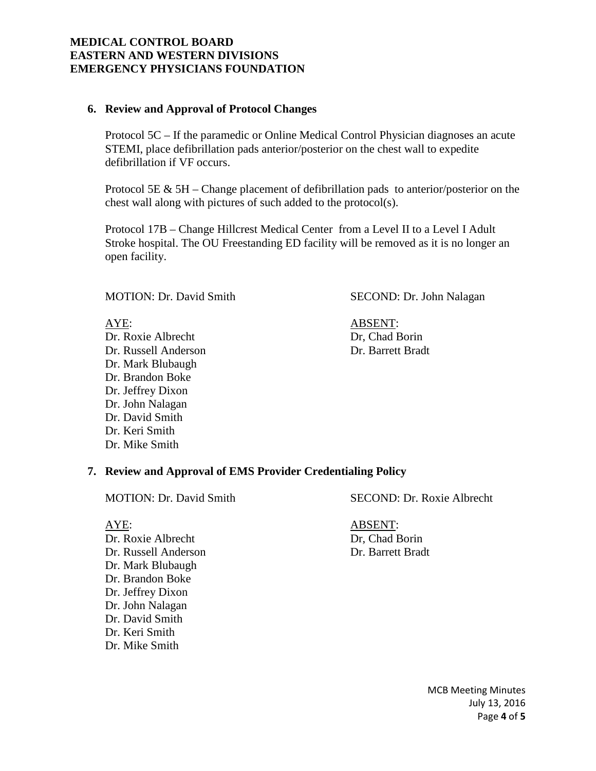## 6. Review and Approval of Protocol Changes

Protocol 5C – If the paramedic or Online Medical Control Physician diagnoses an acute STEMI, place defibrillation pads anterior/posterior on the chest wall to expedite defibrillation if VF occurs.

Protocol 5E & 5H – Change placement of defibrillation pads to anterior/posterior on the chest wall along with pictures of such added to the protocol(s).

Protocol 17B – Change Hillcrest Medical Center from a Level II to a Level I Adult Stroke hospital. The OU Freestanding ED facility will be removed as it is no longer an open facility.

MOTION: Dr. David Smith

SECOND: Dr. John Nalagan

AYE:
Dr. Roxie Albrecht
Dr. Russell Anderson
Dr. Mark Blubaugh
Dr. Brandon Boke
Dr. Jeffrey Dixon
Dr. John Nalagan
Dr. David Smith
Dr. Keri Smith
Dr. Mike Smith

ABSENT:
Dr, Chad Borin
Dr. Barrett Bradt

## 7. Review and Approval of EMS Provider Credentialing Policy

MOTION: Dr. David Smith

SECOND: Dr. Roxie Albrecht

AYE:
Dr. Roxie Albrecht
Dr. Russell Anderson
Dr. Mark Blubaugh
Dr. Brandon Boke
Dr. Jeffrey Dixon
Dr. John Nalagan
Dr. David Smith
Dr. Keri Smith
Dr. Mike Smith

ABSENT:
Dr, Chad Borin
Dr. Barrett Bradt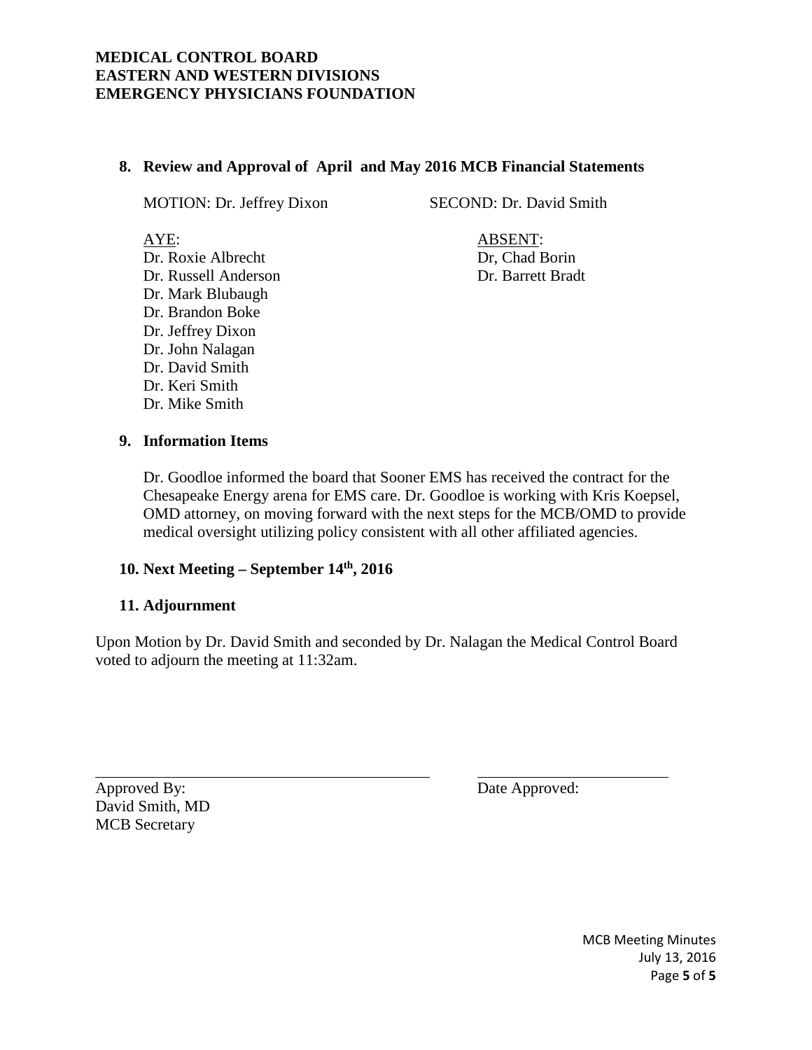**MEDICAL CONTROL BOARD**
**EASTERN AND WESTERN DIVISIONS**
**EMERGENCY PHYSICIANS FOUNDATION**

## 8. Review and Approval of April and May 2016 MCB Financial Statements

MOTION: Dr. Jeffrey Dixon SECOND: Dr. David Smith

| AYE: | ABSENT: |
| --- | --- |
| Dr. Roxie Albrecht | Dr, Chad Borin |
| Dr. Russell Anderson | Dr. Barrett Bradt |
| Dr. Mark Blubaugh | |
| Dr. Brandon Boke | |
| Dr. Jeffrey Dixon | |
| Dr. John Nalagan | |
| Dr. David Smith | |
| Dr. Keri Smith | |
| Dr. Mike Smith | |

## 9. Information Items

Dr. Goodloe informed the board that Sooner EMS has received the contract for the Chesapeake Energy arena for EMS care. Dr. Goodloe is working with Kris Koepsel, OMD attorney, on moving forward with the next steps for the MCB/OMD to provide medical oversight utilizing policy consistent with all other affiliated agencies.

## 10. Next Meeting – September 14th, 2016

## 11. Adjournment

Upon Motion by Dr. David Smith and seconded by Dr. Nalagan the Medical Control Board voted to adjourn the meeting at 11:32am.

Approved By:
David Smith, MD
MCB Secretary

Date Approved: